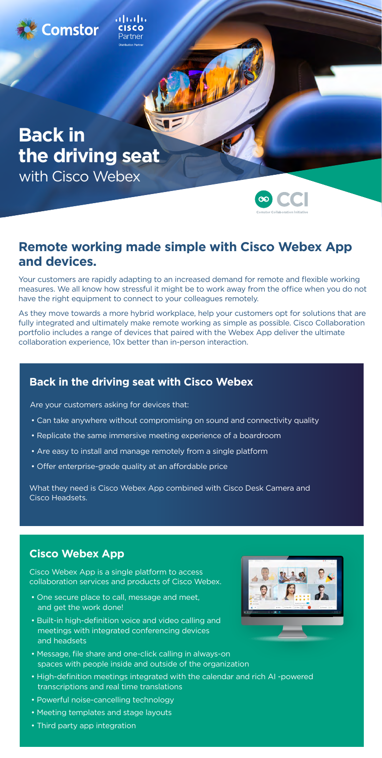Comstor

Cisco Partner
Distribution Partner

# Back in the driving seat
with Cisco Webex

CCI
Comstor Collaboration Initiative

## Remote working made simple with Cisco Webex App and devices.

Your customers are rapidly adapting to an increased demand for remote and flexible working measures. We all know how stressful it might be to work away from the office when you do not have the right equipment to connect to your colleagues remotely.

As they move towards a more hybrid workplace, help your customers opt for solutions that are fully integrated and ultimately make remote working as simple as possible. Cisco Collaboration portfolio includes a range of devices that paired with the Webex App deliver the ultimate collaboration experience, 10x better than in-person interaction.

### Back in the driving seat with Cisco Webex

Are your customers asking for devices that:

- Can take anywhere without compromising on sound and connectivity quality
- Replicate the same immersive meeting experience of a boardroom
- Are easy to install and manage remotely from a single platform
- Offer enterprise-grade quality at an affordable price

What they need is Cisco Webex App combined with Cisco Desk Camera and Cisco Headsets.

### Cisco Webex App

Cisco Webex App is a single platform to access collaboration services and products of Cisco Webex.

- One secure place to call, message and meet, and get the work done!
- Built-in high-definition voice and video calling and meetings with integrated conferencing devices and headsets
- Message, file share and one-click calling in always-on spaces with people inside and outside of the organization
- High-definition meetings integrated with the calendar and rich AI -powered transcriptions and real time translations
- Powerful noise-cancelling technology
- Meeting templates and stage layouts
- Third party app integration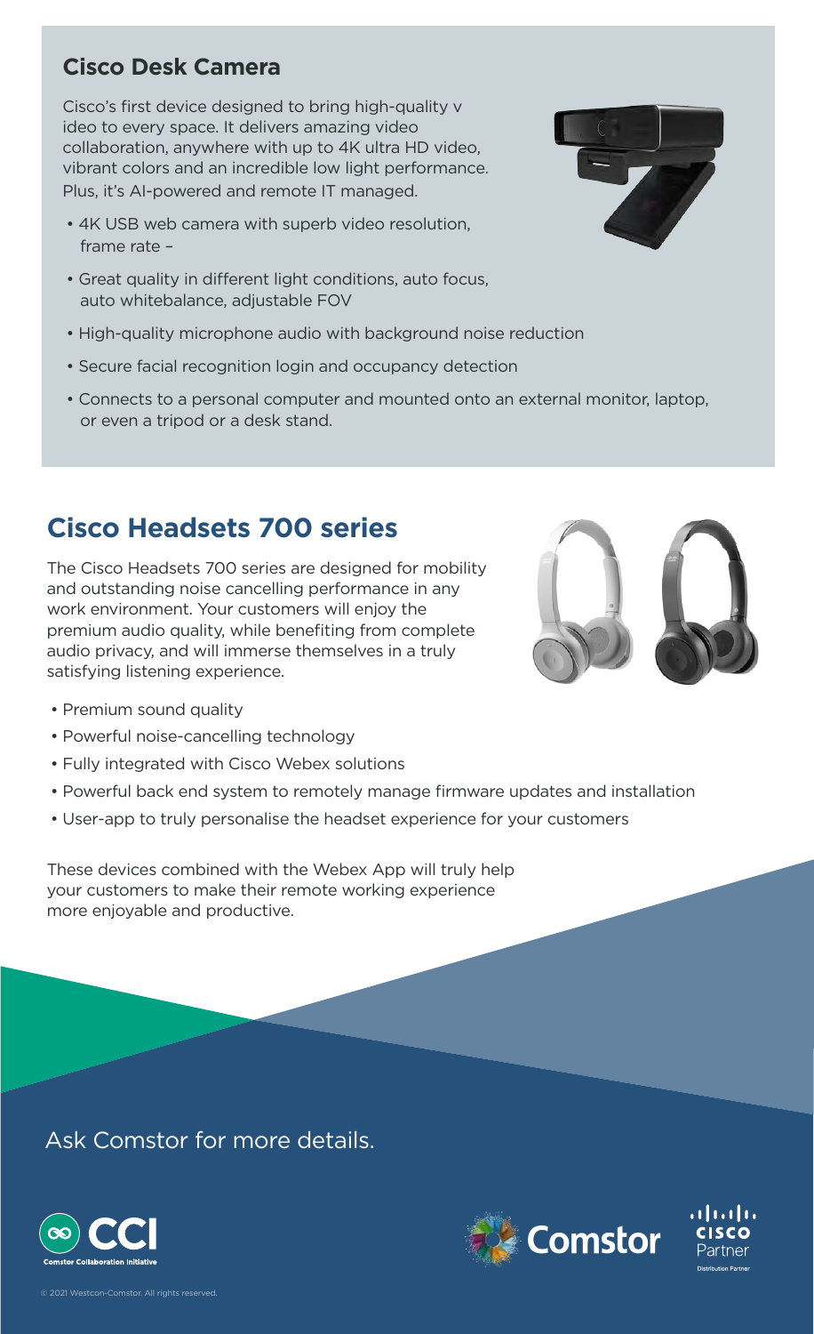## Cisco Desk Camera

Cisco's first device designed to bring high-quality v ideo to every space. It delivers amazing video collaboration, anywhere with up to 4K ultra HD video, vibrant colors and an incredible low light performance. Plus, it's AI-powered and remote IT managed.

- 4K USB web camera with superb video resolution, frame rate –
- Great quality in different light conditions, auto focus, auto whitebalance, adjustable FOV
- High-quality microphone audio with background noise reduction
- Secure facial recognition login and occupancy detection
- Connects to a personal computer and mounted onto an external monitor, laptop, or even a tripod or a desk stand.

## Cisco Headsets 700 series

The Cisco Headsets 700 series are designed for mobility and outstanding noise cancelling performance in any work environment. Your customers will enjoy the premium audio quality, while benefiting from complete audio privacy, and will immerse themselves in a truly satisfying listening experience.

- Premium sound quality
- Powerful noise-cancelling technology
- Fully integrated with Cisco Webex solutions
- Powerful back end system to remotely manage firmware updates and installation
- User-app to truly personalise the headset experience for your customers

These devices combined with the Webex App will truly help your customers to make their remote working experience more enjoyable and productive.

Ask Comstor for more details.

CCI Comstor Collaboration Initiative

Comstor

Cisco Partner Distribution Partner

© 2021 Westcon-Comstor. All rights reserved.